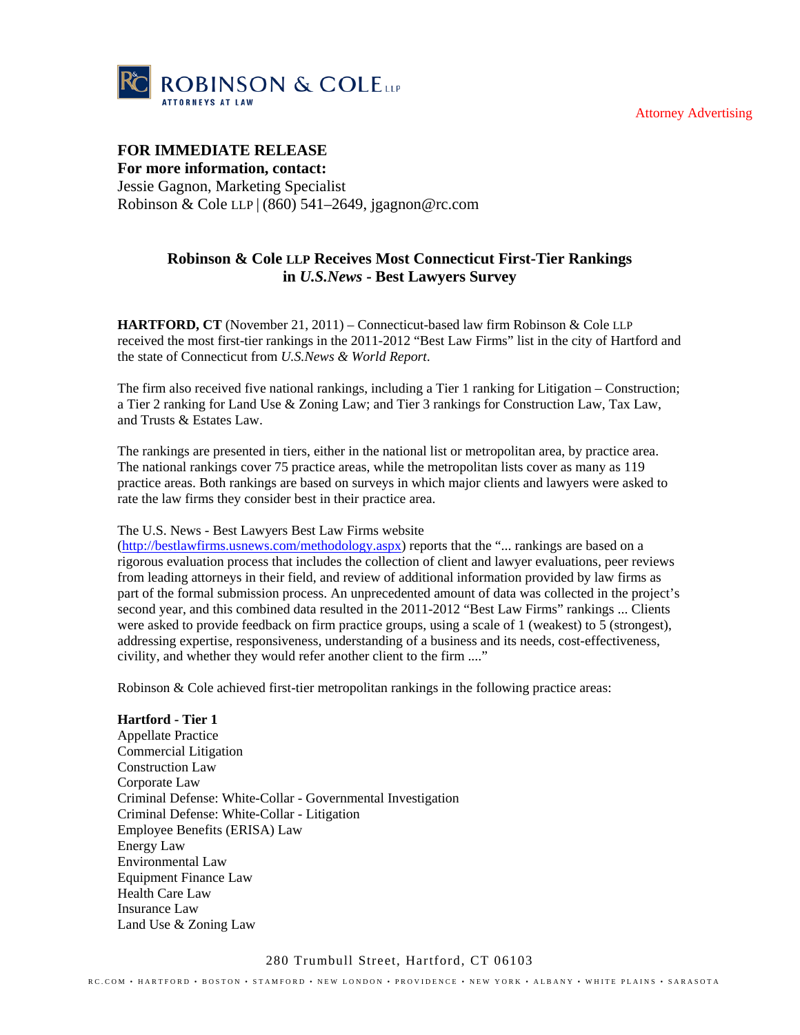Attorney Advertising

**FOR IMMEDIATE RELEASE**
**For more information, contact:**
Jessie Gagnon, Marketing Specialist
Robinson & Cole LLP | (860) 541–2649, jgagnon@rc.com

## Robinson & Cole LLP Receives Most Connecticut First-Tier Rankings in *U.S.News* - Best Lawyers Survey

**HARTFORD, CT** (November 21, 2011) – Connecticut-based law firm Robinson & Cole LLP received the most first-tier rankings in the 2011-2012 "Best Law Firms" list in the city of Hartford and the state of Connecticut from *U.S.News & World Report*.

The firm also received five national rankings, including a Tier 1 ranking for Litigation – Construction; a Tier 2 ranking for Land Use & Zoning Law; and Tier 3 rankings for Construction Law, Tax Law, and Trusts & Estates Law.

The rankings are presented in tiers, either in the national list or metropolitan area, by practice area. The national rankings cover 75 practice areas, while the metropolitan lists cover as many as 119 practice areas. Both rankings are based on surveys in which major clients and lawyers were asked to rate the law firms they consider best in their practice area.

The U.S. News - Best Lawyers Best Law Firms website (http://bestlawfirms.usnews.com/methodology.aspx) reports that the "... rankings are based on a rigorous evaluation process that includes the collection of client and lawyer evaluations, peer reviews from leading attorneys in their field, and review of additional information provided by law firms as part of the formal submission process. An unprecedented amount of data was collected in the project's second year, and this combined data resulted in the 2011-2012 "Best Law Firms" rankings ... Clients were asked to provide feedback on firm practice groups, using a scale of 1 (weakest) to 5 (strongest), addressing expertise, responsiveness, understanding of a business and its needs, cost-effectiveness, civility, and whether they would refer another client to the firm ...."

Robinson & Cole achieved first-tier metropolitan rankings in the following practice areas:

**Hartford - Tier 1**
Appellate Practice
Commercial Litigation
Construction Law
Corporate Law
Criminal Defense: White-Collar - Governmental Investigation
Criminal Defense: White-Collar - Litigation
Employee Benefits (ERISA) Law
Energy Law
Environmental Law
Equipment Finance Law
Health Care Law
Insurance Law
Land Use & Zoning Law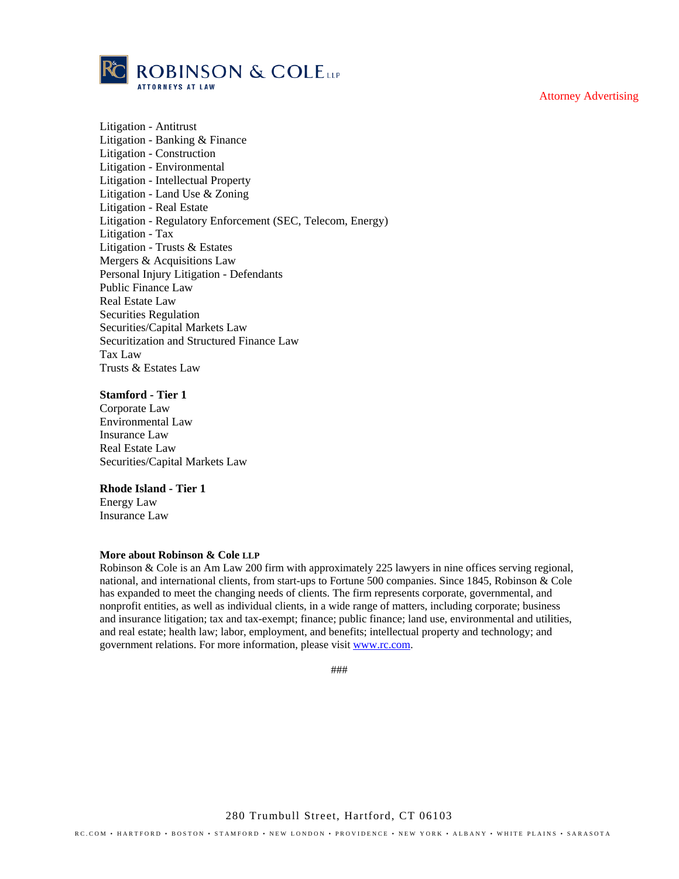Attorney Advertising

Litigation - Antitrust
Litigation - Banking & Finance
Litigation - Construction
Litigation - Environmental
Litigation - Intellectual Property
Litigation - Land Use & Zoning
Litigation - Real Estate
Litigation - Regulatory Enforcement (SEC, Telecom, Energy)
Litigation - Tax
Litigation - Trusts & Estates
Mergers & Acquisitions Law
Personal Injury Litigation - Defendants
Public Finance Law
Real Estate Law
Securities Regulation
Securities/Capital Markets Law
Securitization and Structured Finance Law
Tax Law
Trusts & Estates Law

**Stamford - Tier 1**
Corporate Law
Environmental Law
Insurance Law
Real Estate Law
Securities/Capital Markets Law

**Rhode Island - Tier 1**
Energy Law
Insurance Law

**More about Robinson & Cole LLP**

Robinson & Cole is an Am Law 200 firm with approximately 225 lawyers in nine offices serving regional, national, and international clients, from start-ups to Fortune 500 companies. Since 1845, Robinson & Cole has expanded to meet the changing needs of clients. The firm represents corporate, governmental, and nonprofit entities, as well as individual clients, in a wide range of matters, including corporate; business and insurance litigation; tax and tax-exempt; finance; public finance; land use, environmental and utilities, and real estate; health law; labor, employment, and benefits; intellectual property and technology; and government relations. For more information, please visit www.rc.com.

###